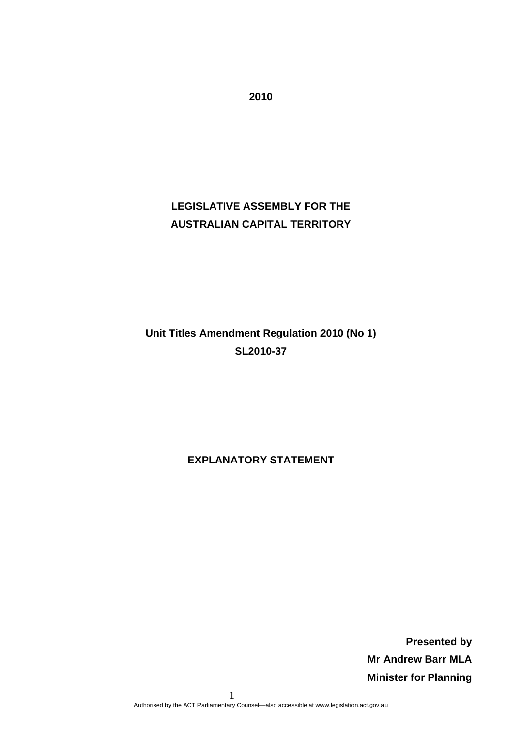**2010**

**LEGISLATIVE ASSEMBLY FOR THE**
**AUSTRALIAN CAPITAL TERRITORY**

**Unit Titles Amendment Regulation 2010 (No 1)**
**SL2010-37**

**EXPLANATORY STATEMENT**

**Presented by**
**Mr Andrew Barr MLA**
**Minister for Planning**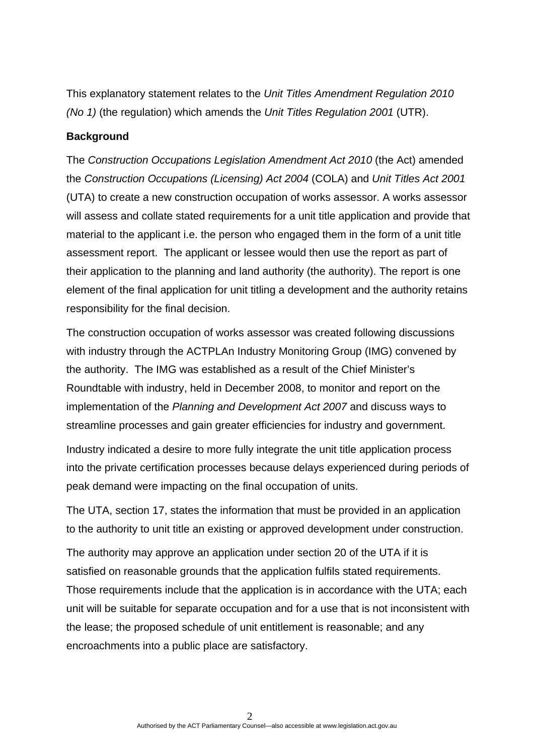This explanatory statement relates to the *Unit Titles Amendment Regulation 2010 (No 1)* (the regulation) which amends the *Unit Titles Regulation 2001* (UTR).

**Background**

The *Construction Occupations Legislation Amendment Act 2010* (the Act) amended the *Construction Occupations (Licensing) Act 2004* (COLA) and *Unit Titles Act 2001* (UTA) to create a new construction occupation of works assessor. A works assessor will assess and collate stated requirements for a unit title application and provide that material to the applicant i.e. the person who engaged them in the form of a unit title assessment report. The applicant or lessee would then use the report as part of their application to the planning and land authority (the authority). The report is one element of the final application for unit titling a development and the authority retains responsibility for the final decision.

The construction occupation of works assessor was created following discussions with industry through the ACTPLAn Industry Monitoring Group (IMG) convened by the authority. The IMG was established as a result of the Chief Minister's Roundtable with industry, held in December 2008, to monitor and report on the implementation of the *Planning and Development Act 2007* and discuss ways to streamline processes and gain greater efficiencies for industry and government.

Industry indicated a desire to more fully integrate the unit title application process into the private certification processes because delays experienced during periods of peak demand were impacting on the final occupation of units.

The UTA, section 17, states the information that must be provided in an application to the authority to unit title an existing or approved development under construction.

The authority may approve an application under section 20 of the UTA if it is satisfied on reasonable grounds that the application fulfils stated requirements. Those requirements include that the application is in accordance with the UTA; each unit will be suitable for separate occupation and for a use that is not inconsistent with the lease; the proposed schedule of unit entitlement is reasonable; and any encroachments into a public place are satisfactory.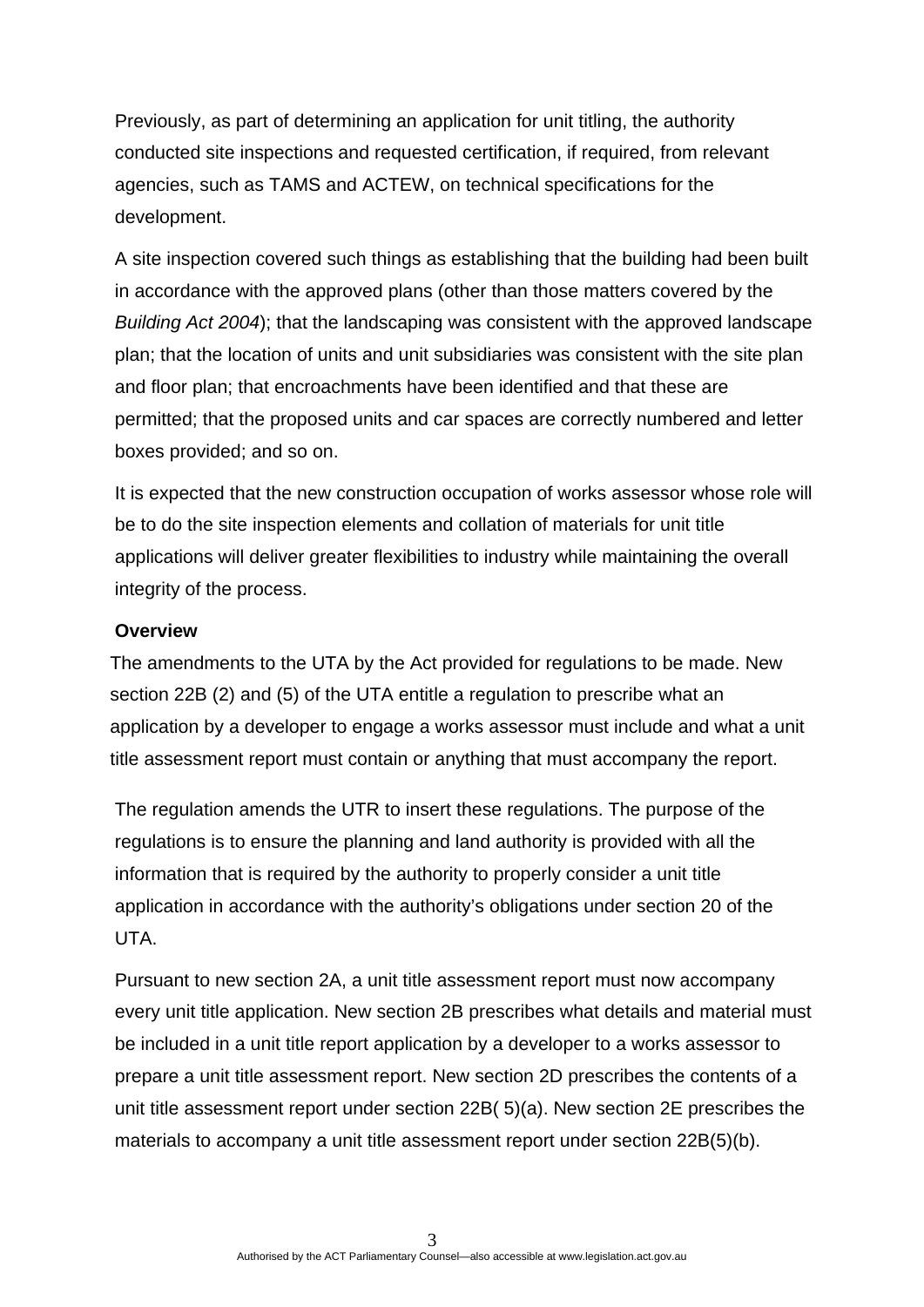Previously, as part of determining an application for unit titling, the authority conducted site inspections and requested certification, if required, from relevant agencies, such as TAMS and ACTEW, on technical specifications for the development.

A site inspection covered such things as establishing that the building had been built in accordance with the approved plans (other than those matters covered by the *Building Act 2004*); that the landscaping was consistent with the approved landscape plan; that the location of units and unit subsidiaries was consistent with the site plan and floor plan; that encroachments have been identified and that these are permitted; that the proposed units and car spaces are correctly numbered and letter boxes provided; and so on.

It is expected that the new construction occupation of works assessor whose role will be to do the site inspection elements and collation of materials for unit title applications will deliver greater flexibilities to industry while maintaining the overall integrity of the process.

**Overview**

The amendments to the UTA by the Act provided for regulations to be made. New section 22B (2) and (5) of the UTA entitle a regulation to prescribe what an application by a developer to engage a works assessor must include and what a unit title assessment report must contain or anything that must accompany the report.

The regulation amends the UTR to insert these regulations. The purpose of the regulations is to ensure the planning and land authority is provided with all the information that is required by the authority to properly consider a unit title application in accordance with the authority's obligations under section 20 of the UTA.

Pursuant to new section 2A, a unit title assessment report must now accompany every unit title application. New section 2B prescribes what details and material must be included in a unit title report application by a developer to a works assessor to prepare a unit title assessment report. New section 2D prescribes the contents of a unit title assessment report under section 22B( 5)(a). New section 2E prescribes the materials to accompany a unit title assessment report under section 22B(5)(b).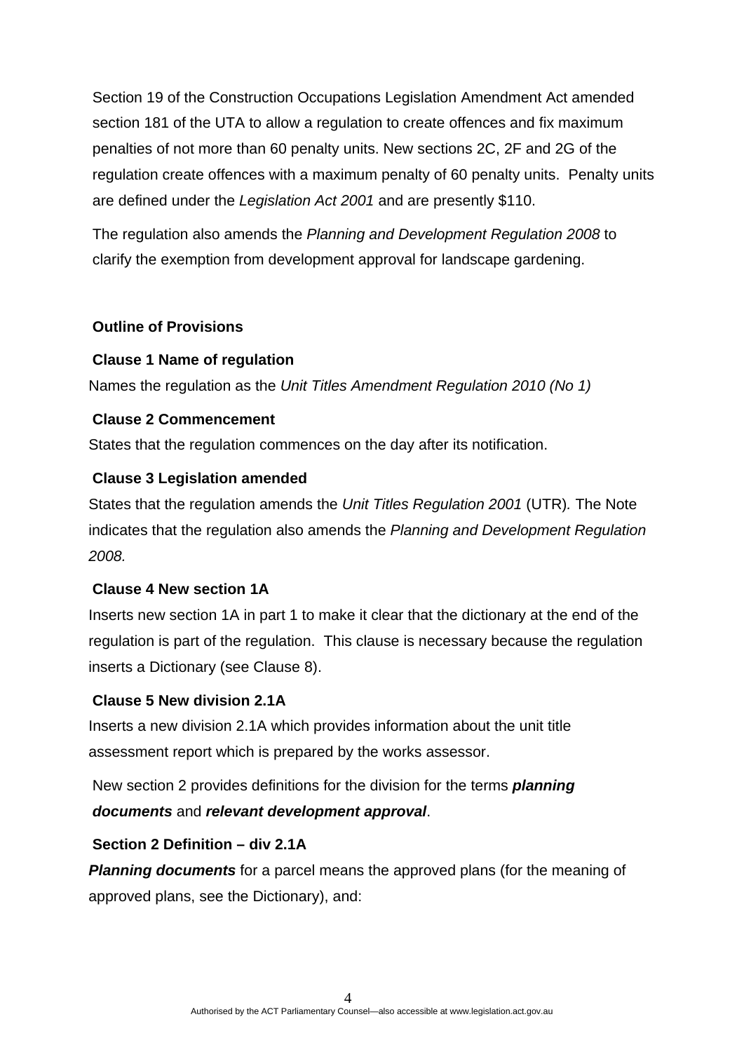Section 19 of the Construction Occupations Legislation Amendment Act amended section 181 of the UTA to allow a regulation to create offences and fix maximum penalties of not more than 60 penalty units. New sections 2C, 2F and 2G of the regulation create offences with a maximum penalty of 60 penalty units. Penalty units are defined under the *Legislation Act 2001* and are presently $110.

The regulation also amends the *Planning and Development Regulation 2008* to clarify the exemption from development approval for landscape gardening.

**Outline of Provisions**

**Clause 1 Name of regulation**

Names the regulation as the *Unit Titles Amendment Regulation 2010 (No 1)*

**Clause 2 Commencement**

States that the regulation commences on the day after its notification.

**Clause 3 Legislation amended**

States that the regulation amends the *Unit Titles Regulation 2001* (UTR)*.* The Note indicates that the regulation also amends the *Planning and Development Regulation 2008.*

**Clause 4 New section 1A**

Inserts new section 1A in part 1 to make it clear that the dictionary at the end of the regulation is part of the regulation. This clause is necessary because the regulation inserts a Dictionary (see Clause 8).

**Clause 5 New division 2.1A**

Inserts a new division 2.1A which provides information about the unit title assessment report which is prepared by the works assessor.

New section 2 provides definitions for the division for the terms ***planning documents*** and ***relevant development approval***.

**Section 2 Definition – div 2.1A**

***Planning documents*** for a parcel means the approved plans (for the meaning of approved plans, see the Dictionary), and: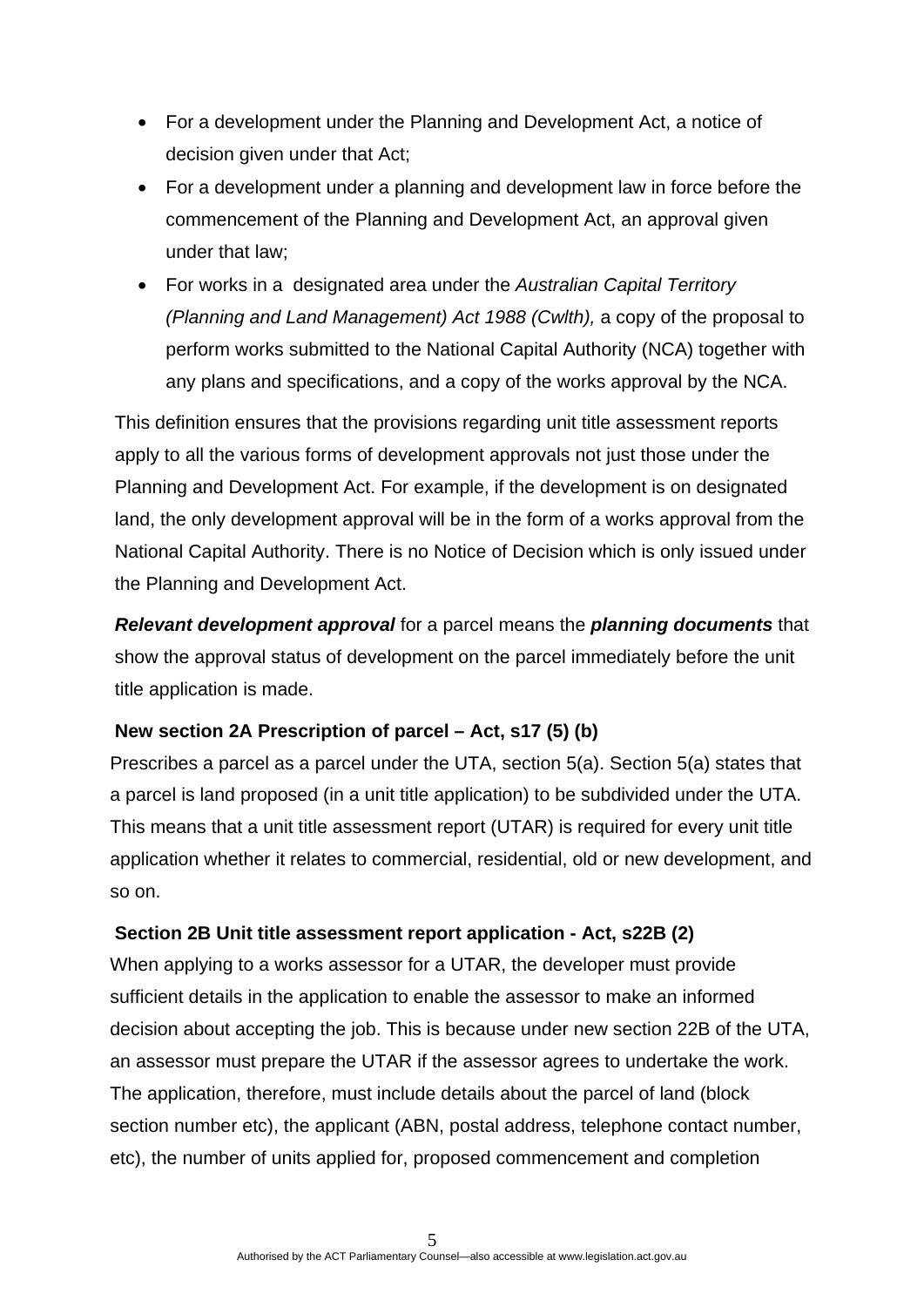- For a development under the Planning and Development Act, a notice of decision given under that Act;
- For a development under a planning and development law in force before the commencement of the Planning and Development Act, an approval given under that law;
- For works in a designated area under the *Australian Capital Territory (Planning and Land Management) Act 1988 (Cwlth),* a copy of the proposal to perform works submitted to the National Capital Authority (NCA) together with any plans and specifications, and a copy of the works approval by the NCA.

This definition ensures that the provisions regarding unit title assessment reports apply to all the various forms of development approvals not just those under the Planning and Development Act. For example, if the development is on designated land, the only development approval will be in the form of a works approval from the National Capital Authority. There is no Notice of Decision which is only issued under the Planning and Development Act.

***Relevant development approval*** for a parcel means the ***planning documents*** that show the approval status of development on the parcel immediately before the unit title application is made.

**New section 2A Prescription of parcel – Act, s17 (5) (b)**

Prescribes a parcel as a parcel under the UTA, section 5(a). Section 5(a) states that a parcel is land proposed (in a unit title application) to be subdivided under the UTA. This means that a unit title assessment report (UTAR) is required for every unit title application whether it relates to commercial, residential, old or new development, and so on.

**Section 2B Unit title assessment report application - Act, s22B (2)**

When applying to a works assessor for a UTAR, the developer must provide sufficient details in the application to enable the assessor to make an informed decision about accepting the job. This is because under new section 22B of the UTA, an assessor must prepare the UTAR if the assessor agrees to undertake the work. The application, therefore, must include details about the parcel of land (block section number etc), the applicant (ABN, postal address, telephone contact number, etc), the number of units applied for, proposed commencement and completion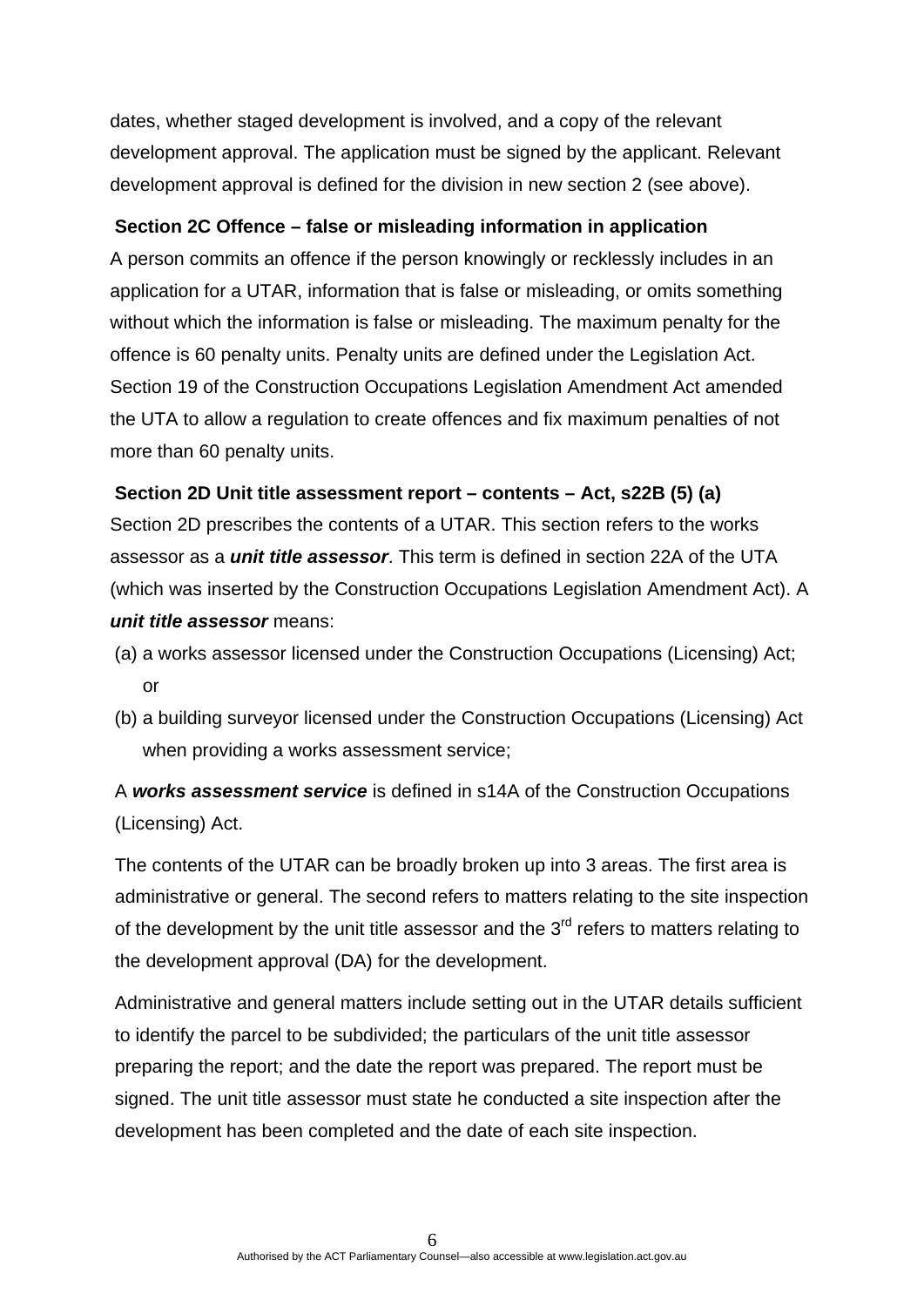dates, whether staged development is involved, and a copy of the relevant development approval. The application must be signed by the applicant. Relevant development approval is defined for the division in new section 2 (see above).

**Section 2C Offence – false or misleading information in application**

A person commits an offence if the person knowingly or recklessly includes in an application for a UTAR, information that is false or misleading, or omits something without which the information is false or misleading. The maximum penalty for the offence is 60 penalty units. Penalty units are defined under the Legislation Act. Section 19 of the Construction Occupations Legislation Amendment Act amended the UTA to allow a regulation to create offences and fix maximum penalties of not more than 60 penalty units.

**Section 2D Unit title assessment report – contents – Act, s22B (5) (a)**

Section 2D prescribes the contents of a UTAR. This section refers to the works assessor as a ***unit title assessor***. This term is defined in section 22A of the UTA (which was inserted by the Construction Occupations Legislation Amendment Act). A ***unit title assessor*** means:

(a) a works assessor licensed under the Construction Occupations (Licensing) Act; or

(b) a building surveyor licensed under the Construction Occupations (Licensing) Act when providing a works assessment service;

A ***works assessment service*** is defined in s14A of the Construction Occupations (Licensing) Act.

The contents of the UTAR can be broadly broken up into 3 areas. The first area is administrative or general. The second refers to matters relating to the site inspection of the development by the unit title assessor and the 3rd refers to matters relating to the development approval (DA) for the development.

Administrative and general matters include setting out in the UTAR details sufficient to identify the parcel to be subdivided; the particulars of the unit title assessor preparing the report; and the date the report was prepared. The report must be signed. The unit title assessor must state he conducted a site inspection after the development has been completed and the date of each site inspection.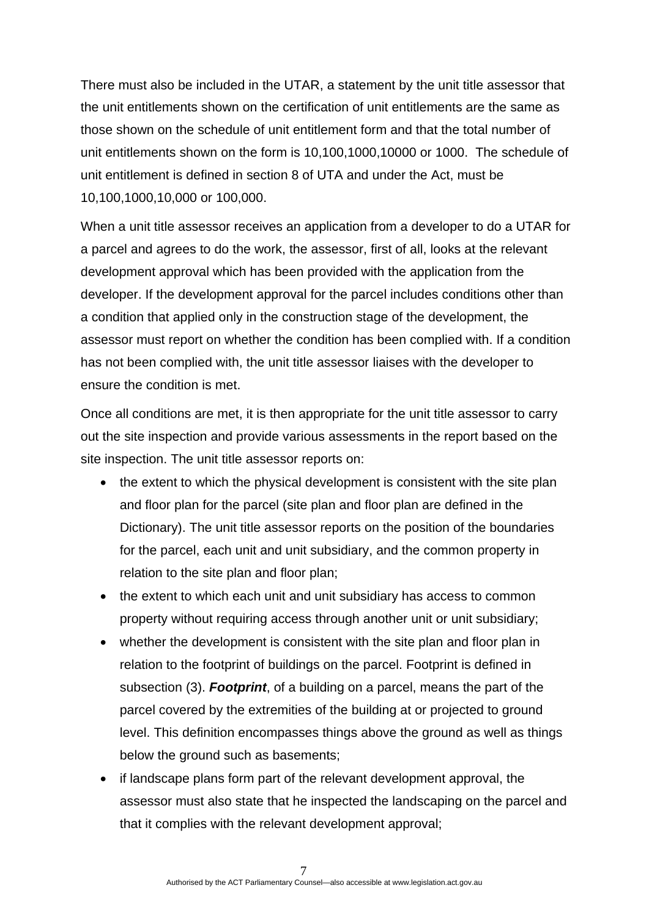There must also be included in the UTAR, a statement by the unit title assessor that the unit entitlements shown on the certification of unit entitlements are the same as those shown on the schedule of unit entitlement form and that the total number of unit entitlements shown on the form is 10,100,1000,10000 or 1000. The schedule of unit entitlement is defined in section 8 of UTA and under the Act, must be 10,100,1000,10,000 or 100,000.

When a unit title assessor receives an application from a developer to do a UTAR for a parcel and agrees to do the work, the assessor, first of all, looks at the relevant development approval which has been provided with the application from the developer. If the development approval for the parcel includes conditions other than a condition that applied only in the construction stage of the development, the assessor must report on whether the condition has been complied with. If a condition has not been complied with, the unit title assessor liaises with the developer to ensure the condition is met.

Once all conditions are met, it is then appropriate for the unit title assessor to carry out the site inspection and provide various assessments in the report based on the site inspection. The unit title assessor reports on:

- the extent to which the physical development is consistent with the site plan and floor plan for the parcel (site plan and floor plan are defined in the Dictionary). The unit title assessor reports on the position of the boundaries for the parcel, each unit and unit subsidiary, and the common property in relation to the site plan and floor plan;
- the extent to which each unit and unit subsidiary has access to common property without requiring access through another unit or unit subsidiary;
- whether the development is consistent with the site plan and floor plan in relation to the footprint of buildings on the parcel. Footprint is defined in subsection (3). ***Footprint***, of a building on a parcel, means the part of the parcel covered by the extremities of the building at or projected to ground level. This definition encompasses things above the ground as well as things below the ground such as basements;
- if landscape plans form part of the relevant development approval, the assessor must also state that he inspected the landscaping on the parcel and that it complies with the relevant development approval;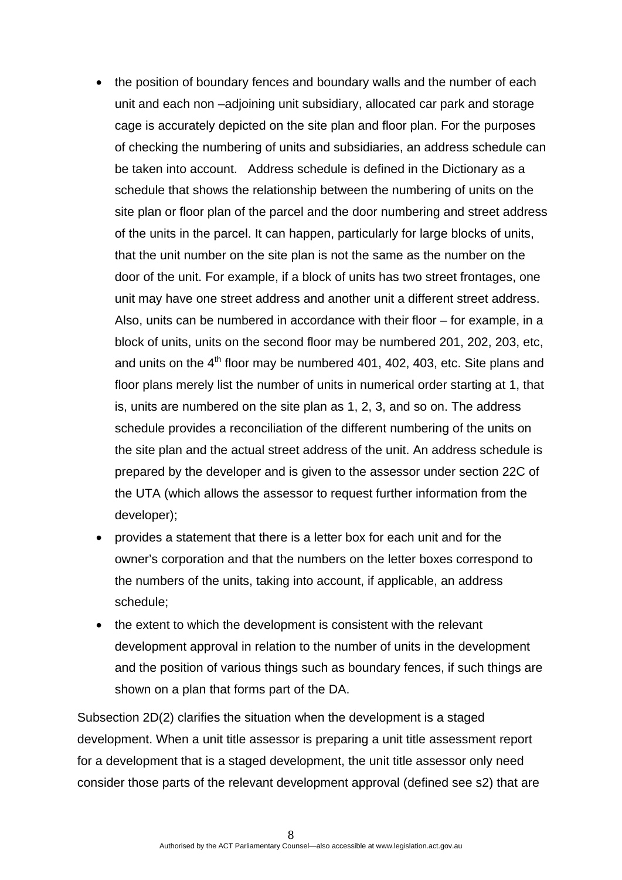- the position of boundary fences and boundary walls and the number of each unit and each non –adjoining unit subsidiary, allocated car park and storage cage is accurately depicted on the site plan and floor plan. For the purposes of checking the numbering of units and subsidiaries, an address schedule can be taken into account. Address schedule is defined in the Dictionary as a schedule that shows the relationship between the numbering of units on the site plan or floor plan of the parcel and the door numbering and street address of the units in the parcel. It can happen, particularly for large blocks of units, that the unit number on the site plan is not the same as the number on the door of the unit. For example, if a block of units has two street frontages, one unit may have one street address and another unit a different street address. Also, units can be numbered in accordance with their floor – for example, in a block of units, units on the second floor may be numbered 201, 202, 203, etc, and units on the 4th floor may be numbered 401, 402, 403, etc. Site plans and floor plans merely list the number of units in numerical order starting at 1, that is, units are numbered on the site plan as 1, 2, 3, and so on. The address schedule provides a reconciliation of the different numbering of the units on the site plan and the actual street address of the unit. An address schedule is prepared by the developer and is given to the assessor under section 22C of the UTA (which allows the assessor to request further information from the developer);
- provides a statement that there is a letter box for each unit and for the owner's corporation and that the numbers on the letter boxes correspond to the numbers of the units, taking into account, if applicable, an address schedule;
- the extent to which the development is consistent with the relevant development approval in relation to the number of units in the development and the position of various things such as boundary fences, if such things are shown on a plan that forms part of the DA.

Subsection 2D(2) clarifies the situation when the development is a staged development. When a unit title assessor is preparing a unit title assessment report for a development that is a staged development, the unit title assessor only need consider those parts of the relevant development approval (defined see s2) that are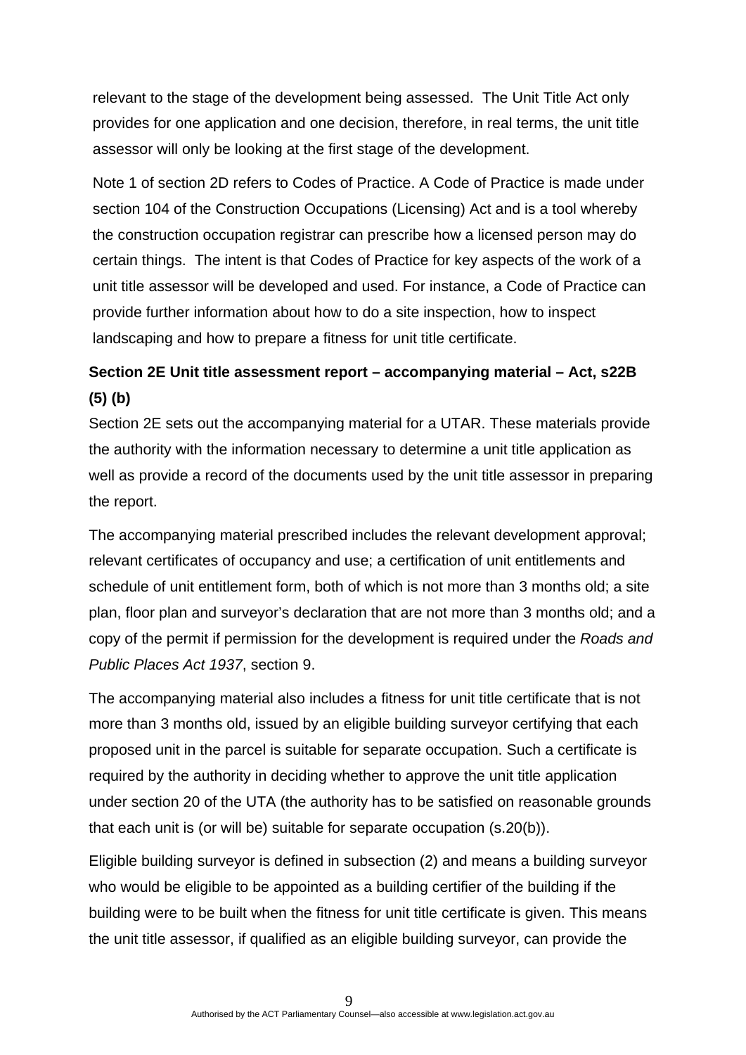relevant to the stage of the development being assessed. The Unit Title Act only provides for one application and one decision, therefore, in real terms, the unit title assessor will only be looking at the first stage of the development.

Note 1 of section 2D refers to Codes of Practice. A Code of Practice is made under section 104 of the Construction Occupations (Licensing) Act and is a tool whereby the construction occupation registrar can prescribe how a licensed person may do certain things. The intent is that Codes of Practice for key aspects of the work of a unit title assessor will be developed and used. For instance, a Code of Practice can provide further information about how to do a site inspection, how to inspect landscaping and how to prepare a fitness for unit title certificate.

**Section 2E Unit title assessment report – accompanying material – Act, s22B (5) (b)**

Section 2E sets out the accompanying material for a UTAR. These materials provide the authority with the information necessary to determine a unit title application as well as provide a record of the documents used by the unit title assessor in preparing the report.

The accompanying material prescribed includes the relevant development approval; relevant certificates of occupancy and use; a certification of unit entitlements and schedule of unit entitlement form, both of which is not more than 3 months old; a site plan, floor plan and surveyor's declaration that are not more than 3 months old; and a copy of the permit if permission for the development is required under the *Roads and Public Places Act 1937*, section 9.

The accompanying material also includes a fitness for unit title certificate that is not more than 3 months old, issued by an eligible building surveyor certifying that each proposed unit in the parcel is suitable for separate occupation. Such a certificate is required by the authority in deciding whether to approve the unit title application under section 20 of the UTA (the authority has to be satisfied on reasonable grounds that each unit is (or will be) suitable for separate occupation (s.20(b)).

Eligible building surveyor is defined in subsection (2) and means a building surveyor who would be eligible to be appointed as a building certifier of the building if the building were to be built when the fitness for unit title certificate is given. This means the unit title assessor, if qualified as an eligible building surveyor, can provide the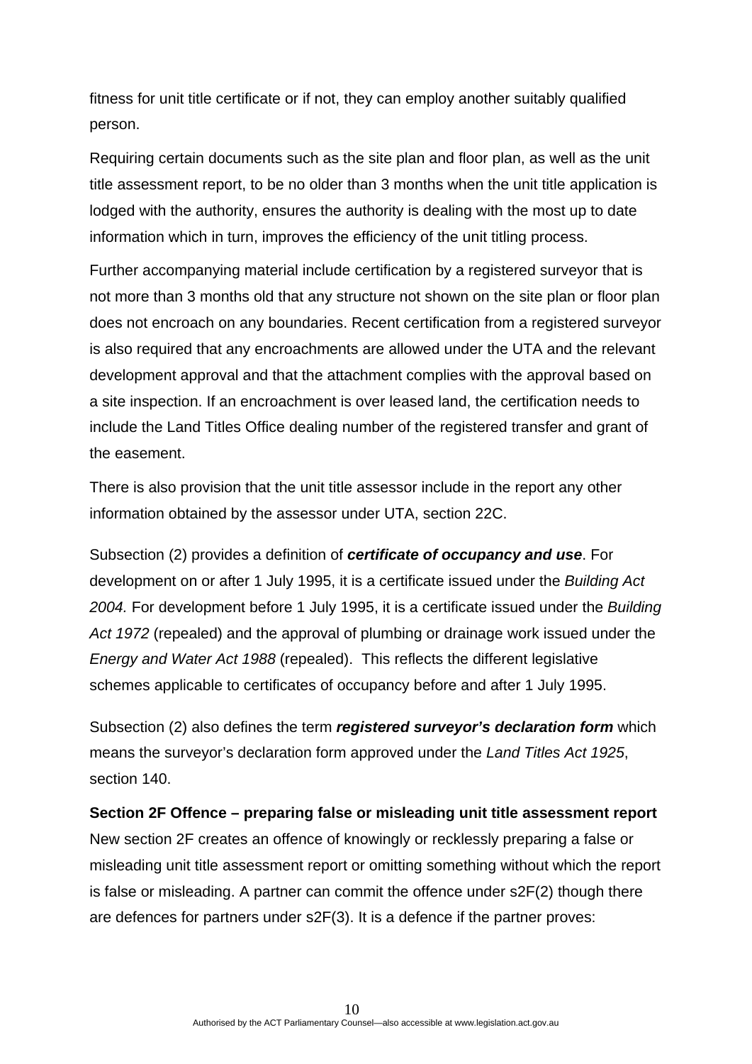fitness for unit title certificate or if not, they can employ another suitably qualified person.

Requiring certain documents such as the site plan and floor plan, as well as the unit title assessment report, to be no older than 3 months when the unit title application is lodged with the authority, ensures the authority is dealing with the most up to date information which in turn, improves the efficiency of the unit titling process.

Further accompanying material include certification by a registered surveyor that is not more than 3 months old that any structure not shown on the site plan or floor plan does not encroach on any boundaries. Recent certification from a registered surveyor is also required that any encroachments are allowed under the UTA and the relevant development approval and that the attachment complies with the approval based on a site inspection. If an encroachment is over leased land, the certification needs to include the Land Titles Office dealing number of the registered transfer and grant of the easement.

There is also provision that the unit title assessor include in the report any other information obtained by the assessor under UTA, section 22C.

Subsection (2) provides a definition of ***certificate of occupancy and use***. For development on or after 1 July 1995, it is a certificate issued under the *Building Act 2004.* For development before 1 July 1995, it is a certificate issued under the *Building Act 1972* (repealed) and the approval of plumbing or drainage work issued under the *Energy and Water Act 1988* (repealed). This reflects the different legislative schemes applicable to certificates of occupancy before and after 1 July 1995.

Subsection (2) also defines the term ***registered surveyor's declaration form*** which means the surveyor's declaration form approved under the *Land Titles Act 1925*, section 140.

**Section 2F Offence – preparing false or misleading unit title assessment report**

New section 2F creates an offence of knowingly or recklessly preparing a false or misleading unit title assessment report or omitting something without which the report is false or misleading. A partner can commit the offence under s2F(2) though there are defences for partners under s2F(3). It is a defence if the partner proves: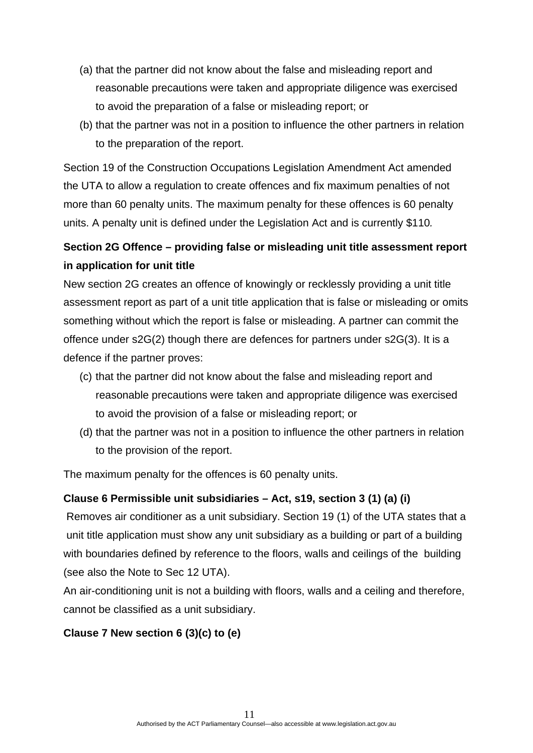(a) that the partner did not know about the false and misleading report and reasonable precautions were taken and appropriate diligence was exercised to avoid the preparation of a false or misleading report; or

(b) that the partner was not in a position to influence the other partners in relation to the preparation of the report.

Section 19 of the Construction Occupations Legislation Amendment Act amended the UTA to allow a regulation to create offences and fix maximum penalties of not more than 60 penalty units. The maximum penalty for these offences is 60 penalty units. A penalty unit is defined under the Legislation Act and is currently $110.

**Section 2G Offence – providing false or misleading unit title assessment report in application for unit title**

New section 2G creates an offence of knowingly or recklessly providing a unit title assessment report as part of a unit title application that is false or misleading or omits something without which the report is false or misleading. A partner can commit the offence under s2G(2) though there are defences for partners under s2G(3). It is a defence if the partner proves:

(c) that the partner did not know about the false and misleading report and reasonable precautions were taken and appropriate diligence was exercised to avoid the provision of a false or misleading report; or

(d) that the partner was not in a position to influence the other partners in relation to the provision of the report.

The maximum penalty for the offences is 60 penalty units.

**Clause 6 Permissible unit subsidiaries – Act, s19, section 3 (1) (a) (i)**

Removes air conditioner as a unit subsidiary. Section 19 (1) of the UTA states that a unit title application must show any unit subsidiary as a building or part of a building with boundaries defined by reference to the floors, walls and ceilings of the building (see also the Note to Sec 12 UTA).

An air-conditioning unit is not a building with floors, walls and a ceiling and therefore, cannot be classified as a unit subsidiary.

**Clause 7 New section 6 (3)(c) to (e)**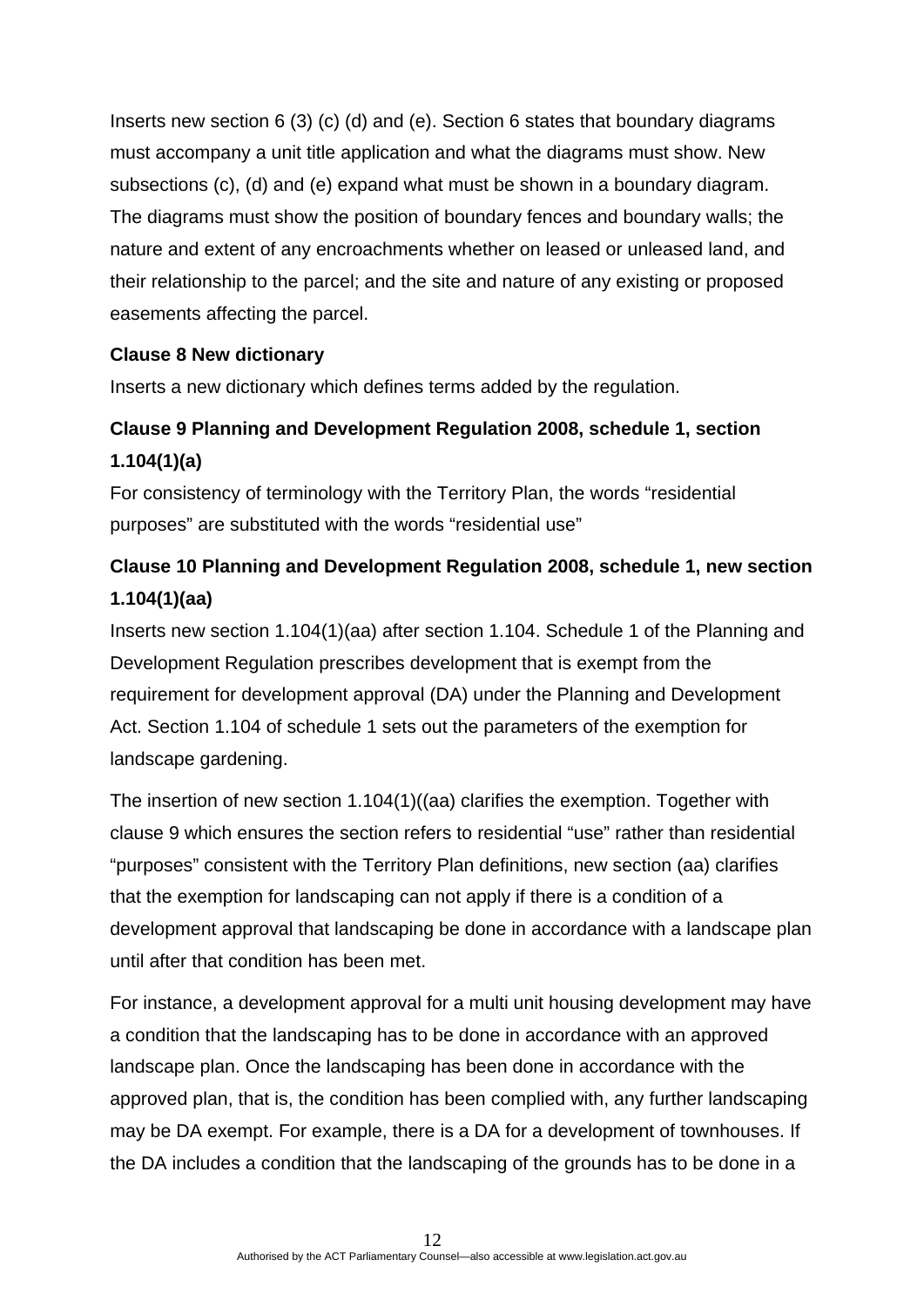Inserts new section 6 (3) (c) (d) and (e). Section 6 states that boundary diagrams must accompany a unit title application and what the diagrams must show. New subsections (c), (d) and (e) expand what must be shown in a boundary diagram. The diagrams must show the position of boundary fences and boundary walls; the nature and extent of any encroachments whether on leased or unleased land, and their relationship to the parcel; and the site and nature of any existing or proposed easements affecting the parcel.

**Clause 8 New dictionary**

Inserts a new dictionary which defines terms added by the regulation.

**Clause 9 Planning and Development Regulation 2008, schedule 1, section 1.104(1)(a)**

For consistency of terminology with the Territory Plan, the words "residential purposes" are substituted with the words "residential use"

**Clause 10 Planning and Development Regulation 2008, schedule 1, new section 1.104(1)(aa)**

Inserts new section 1.104(1)(aa) after section 1.104. Schedule 1 of the Planning and Development Regulation prescribes development that is exempt from the requirement for development approval (DA) under the Planning and Development Act. Section 1.104 of schedule 1 sets out the parameters of the exemption for landscape gardening.

The insertion of new section 1.104(1)((aa) clarifies the exemption. Together with clause 9 which ensures the section refers to residential "use" rather than residential "purposes" consistent with the Territory Plan definitions, new section (aa) clarifies that the exemption for landscaping can not apply if there is a condition of a development approval that landscaping be done in accordance with a landscape plan until after that condition has been met.

For instance, a development approval for a multi unit housing development may have a condition that the landscaping has to be done in accordance with an approved landscape plan. Once the landscaping has been done in accordance with the approved plan, that is, the condition has been complied with, any further landscaping may be DA exempt. For example, there is a DA for a development of townhouses. If the DA includes a condition that the landscaping of the grounds has to be done in a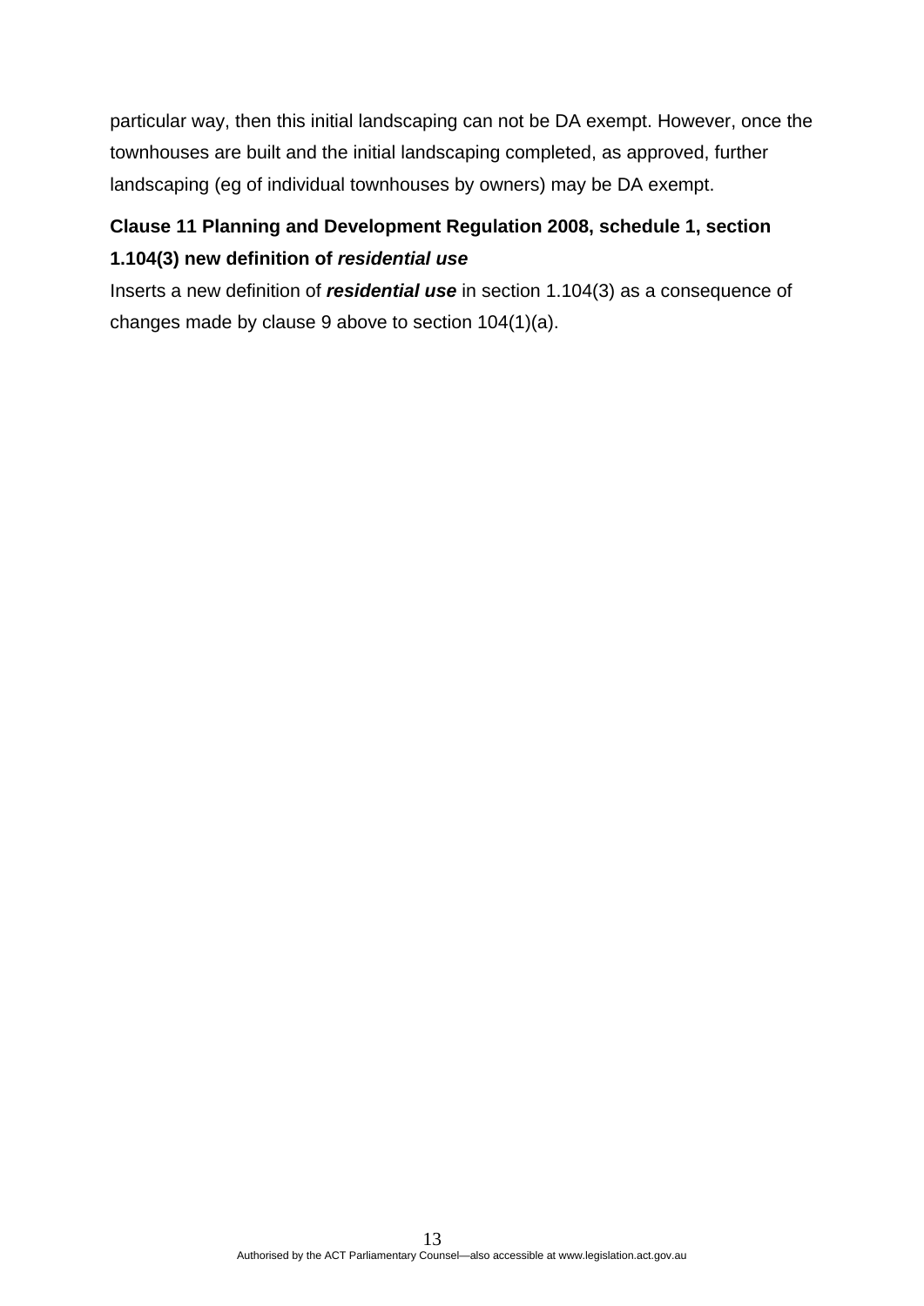particular way, then this initial landscaping can not be DA exempt. However, once the townhouses are built and the initial landscaping completed, as approved, further landscaping (eg of individual townhouses by owners) may be DA exempt.

### Clause 11 Planning and Development Regulation 2008, schedule 1, section 1.104(3) new definition of ***residential use***

Inserts a new definition of ***residential use*** in section 1.104(3) as a consequence of changes made by clause 9 above to section 104(1)(a).